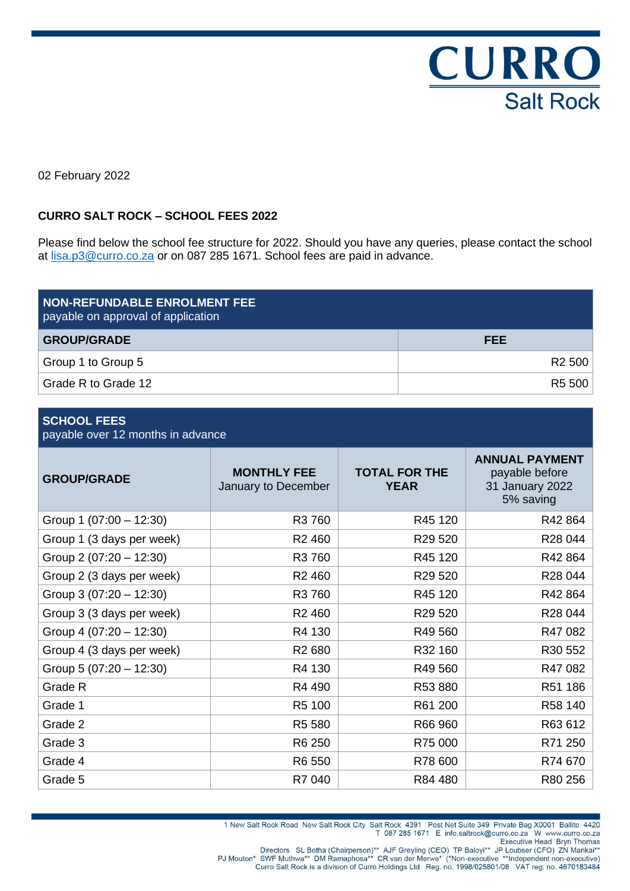# CURRO
## Salt Rock

02 February 2022

**CURRO SALT ROCK – SCHOOL FEES 2022**

Please find below the school fee structure for 2022. Should you have any queries, please contact the school at lisa.p3@curro.co.za or on 087 285 1671. School fees are paid in advance.

| **NON-REFUNDABLE ENROLMENT FEE** payable on approval of application | |
|---|---|
| **GROUP/GRADE** | **FEE** |
| Group 1 to Group 5 | R2 500 |
| Grade R to Grade 12 | R5 500 |

| **SCHOOL FEES** payable over 12 months in advance | | | |
|---|---|---|---|
| **GROUP/GRADE** | **MONTHLY FEE** January to December | **TOTAL FOR THE YEAR** | **ANNUAL PAYMENT** payable before 31 January 2022 5% saving |
| Group 1 (07:00 – 12:30) | R3 760 | R45 120 | R42 864 |
| Group 1 (3 days per week) | R2 460 | R29 520 | R28 044 |
| Group 2 (07:20 – 12:30) | R3 760 | R45 120 | R42 864 |
| Group 2 (3 days per week) | R2 460 | R29 520 | R28 044 |
| Group 3 (07:20 – 12:30) | R3 760 | R45 120 | R42 864 |
| Group 3 (3 days per week) | R2 460 | R29 520 | R28 044 |
| Group 4 (07:20 – 12:30) | R4 130 | R49 560 | R47 082 |
| Group 4 (3 days per week) | R2 680 | R32 160 | R30 552 |
| Group 5 (07:20 – 12:30) | R4 130 | R49 560 | R47 082 |
| Grade R | R4 490 | R53 880 | R51 186 |
| Grade 1 | R5 100 | R61 200 | R58 140 |
| Grade 2 | R5 580 | R66 960 | R63 612 |
| Grade 3 | R6 250 | R75 000 | R71 250 |
| Grade 4 | R6 550 | R78 600 | R74 670 |
| Grade 5 | R7 040 | R84 480 | R80 256 |

1 New Salt Rock Road New Salt Rock City Salt Rock 4391 Post Net Suite 349 Private Bag X0001 Ballito 4420
T 087 285 1671 E info.saltrock@curro.co.za W www.curro.co.za
Executive Head Bryn Thomas
Directors SL Botha (Chairperson)** AJF Greyling (CEO) TP Baloyi** JP Loubser (CFO) ZN Mankai**
PJ Mouton* SWF Muthwa** DM Ramaphosa** CR van der Merwe* (*Non-executive **Independent non-executive)
Curro Salt Rock is a division of Curro Holdings Ltd Reg. no. 1998/025801/06 VAT reg. no. 4670183484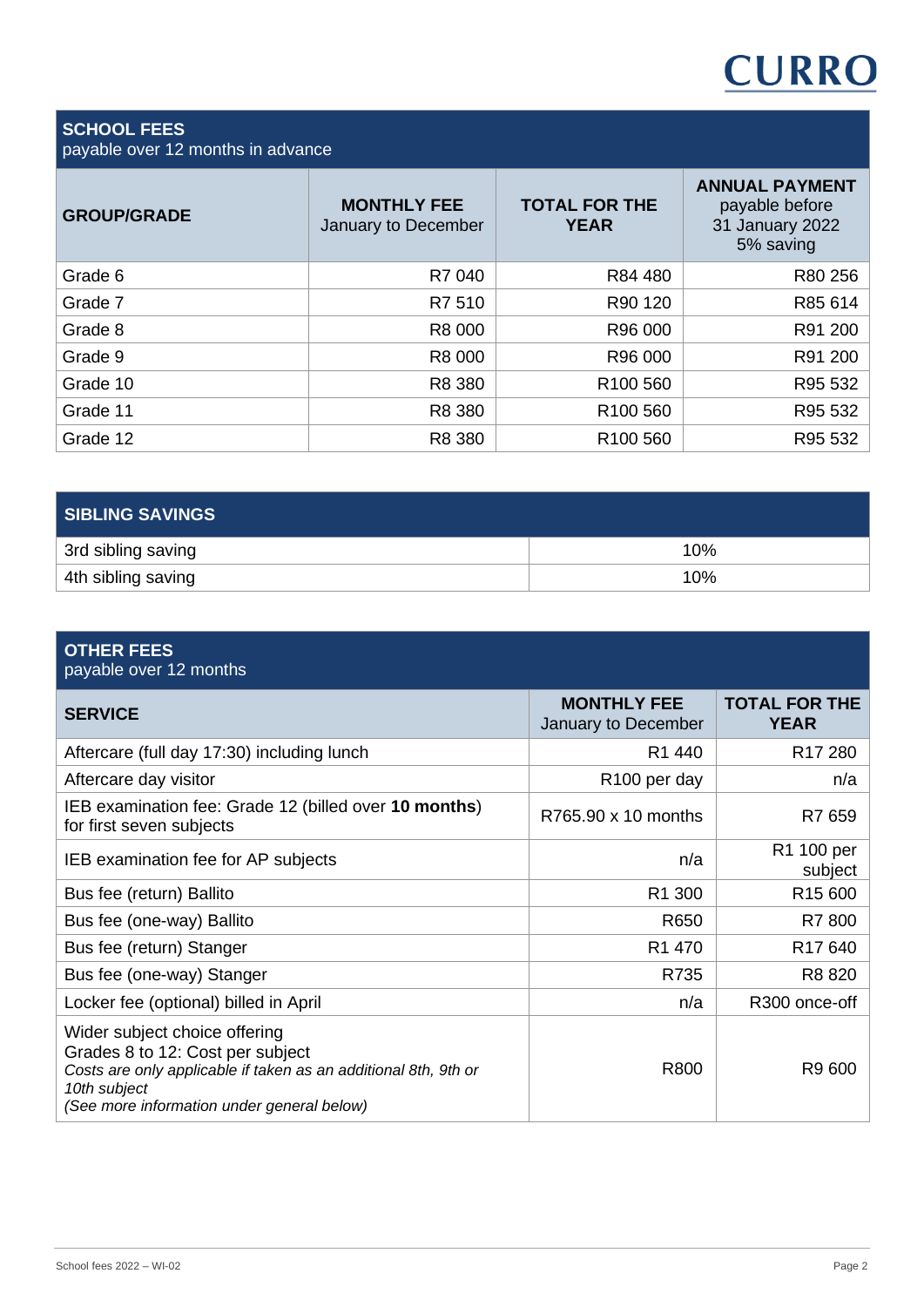## SCHOOL FEES
payable over 12 months in advance

| GROUP/GRADE | MONTHLY FEE January to December | TOTAL FOR THE YEAR | ANNUAL PAYMENT payable before 31 January 2022 5% saving |
|---|---|---|---|
| Grade 6 | R7 040 | R84 480 | R80 256 |
| Grade 7 | R7 510 | R90 120 | R85 614 |
| Grade 8 | R8 000 | R96 000 | R91 200 |
| Grade 9 | R8 000 | R96 000 | R91 200 |
| Grade 10 | R8 380 | R100 560 | R95 532 |
| Grade 11 | R8 380 | R100 560 | R95 532 |
| Grade 12 | R8 380 | R100 560 | R95 532 |

## SIBLING SAVINGS

| | |
|---|---|
| 3rd sibling saving | 10% |
| 4th sibling saving | 10% |

## OTHER FEES
payable over 12 months

| SERVICE | MONTHLY FEE January to December | TOTAL FOR THE YEAR |
|---|---|---|
| Aftercare (full day 17:30) including lunch | R1 440 | R17 280 |
| Aftercare day visitor | R100 per day | n/a |
| IEB examination fee: Grade 12 (billed over **10 months**) for first seven subjects | R765.90 x 10 months | R7 659 |
| IEB examination fee for AP subjects | n/a | R1 100 per subject |
| Bus fee (return) Ballito | R1 300 | R15 600 |
| Bus fee (one-way) Ballito | R650 | R7 800 |
| Bus fee (return) Stanger | R1 470 | R17 640 |
| Bus fee (one-way) Stanger | R735 | R8 820 |
| Locker fee (optional) billed in April | n/a | R300 once-off |
| Wider subject choice offering Grades 8 to 12: Cost per subject *Costs are only applicable if taken as an additional 8th, 9th or 10th subject* *(See more information under general below)* | R800 | R9 600 |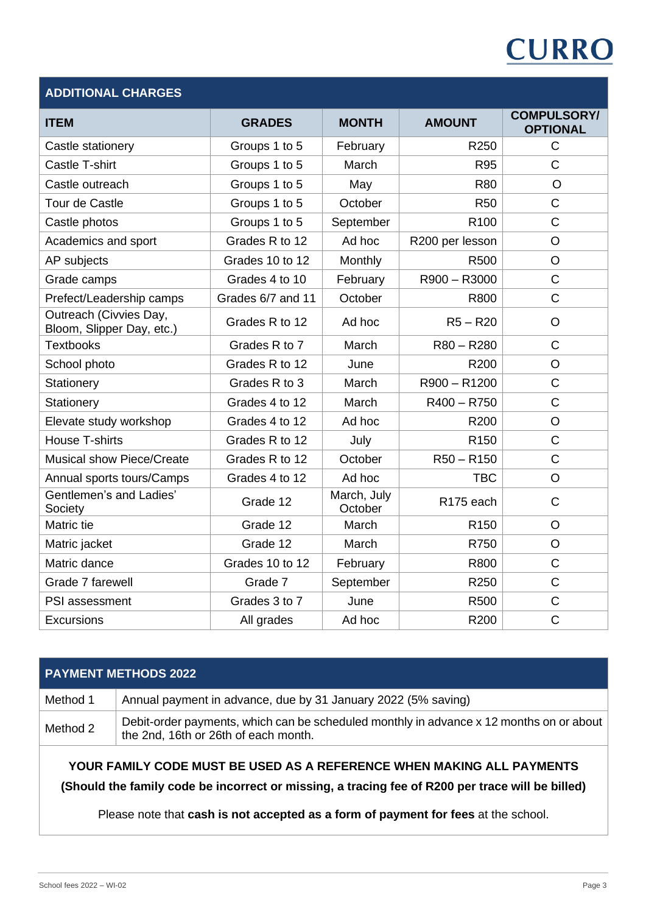## ADDITIONAL CHARGES

| ITEM | GRADES | MONTH | AMOUNT | COMPULSORY/ OPTIONAL |
|---|---|---|---|---|
| Castle stationery | Groups 1 to 5 | February | R250 | C |
| Castle T-shirt | Groups 1 to 5 | March | R95 | C |
| Castle outreach | Groups 1 to 5 | May | R80 | O |
| Tour de Castle | Groups 1 to 5 | October | R50 | C |
| Castle photos | Groups 1 to 5 | September | R100 | C |
| Academics and sport | Grades R to 12 | Ad hoc | R200 per lesson | O |
| AP subjects | Grades 10 to 12 | Monthly | R500 | O |
| Grade camps | Grades 4 to 10 | February | R900 – R3000 | C |
| Prefect/Leadership camps | Grades 6/7 and 11 | October | R800 | C |
| Outreach (Civvies Day, Bloom, Slipper Day, etc.) | Grades R to 12 | Ad hoc | R5 – R20 | O |
| Textbooks | Grades R to 7 | March | R80 – R280 | C |
| School photo | Grades R to 12 | June | R200 | O |
| Stationery | Grades R to 3 | March | R900 – R1200 | C |
| Stationery | Grades 4 to 12 | March | R400 – R750 | C |
| Elevate study workshop | Grades 4 to 12 | Ad hoc | R200 | O |
| House T-shirts | Grades R to 12 | July | R150 | C |
| Musical show Piece/Create | Grades R to 12 | October | R50 – R150 | C |
| Annual sports tours/Camps | Grades 4 to 12 | Ad hoc | TBC | O |
| Gentlemen's and Ladies' Society | Grade 12 | March, July October | R175 each | C |
| Matric tie | Grade 12 | March | R150 | O |
| Matric jacket | Grade 12 | March | R750 | O |
| Matric dance | Grades 10 to 12 | February | R800 | C |
| Grade 7 farewell | Grade 7 | September | R250 | C |
| PSI assessment | Grades 3 to 7 | June | R500 | C |
| Excursions | All grades | Ad hoc | R200 | C |

## PAYMENT METHODS 2022

| Method | Description |
|---|---|
| Method 1 | Annual payment in advance, due by 31 January 2022 (5% saving) |
| Method 2 | Debit-order payments, which can be scheduled monthly in advance x 12 months on or about the 2nd, 16th or 26th of each month. |

**YOUR FAMILY CODE MUST BE USED AS A REFERENCE WHEN MAKING ALL PAYMENTS**

**(Should the family code be incorrect or missing, a tracing fee of R200 per trace will be billed)**

Please note that **cash is not accepted as a form of payment for fees** at the school.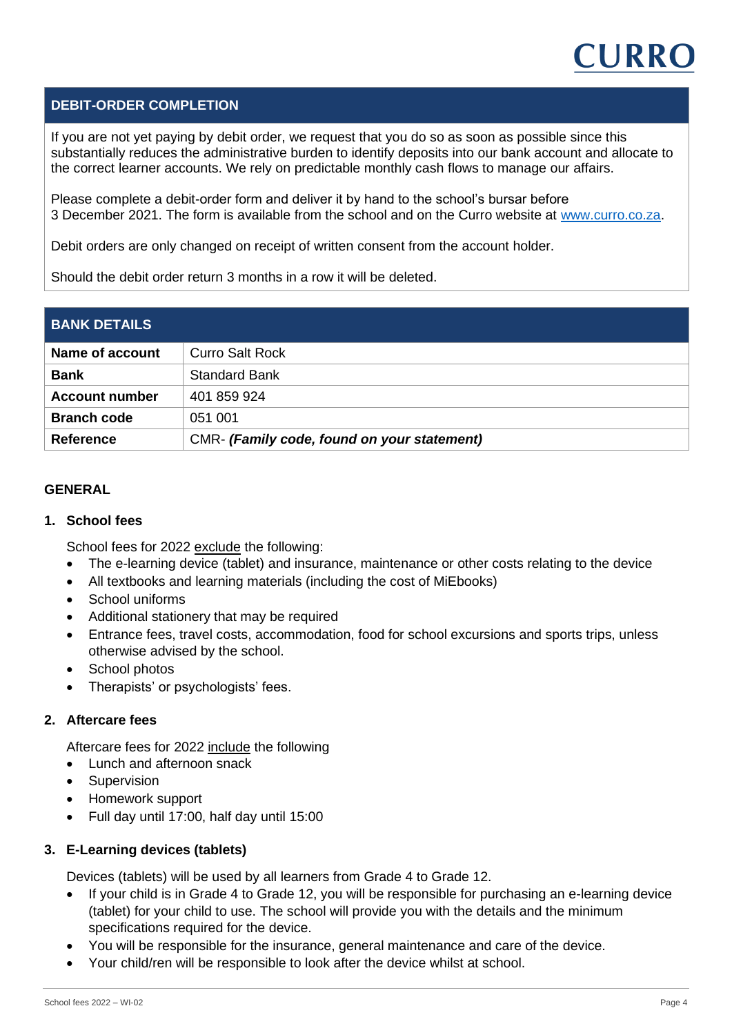## DEBIT-ORDER COMPLETION

If you are not yet paying by debit order, we request that you do so as soon as possible since this substantially reduces the administrative burden to identify deposits into our bank account and allocate to the correct learner accounts. We rely on predictable monthly cash flows to manage our affairs.

Please complete a debit-order form and deliver it by hand to the school's bursar before 3 December 2021. The form is available from the school and on the Curro website at www.curro.co.za.

Debit orders are only changed on receipt of written consent from the account holder.

Should the debit order return 3 months in a row it will be deleted.

## BANK DETAILS

| | |
|---|---|
| **Name of account** | Curro Salt Rock |
| **Bank** | Standard Bank |
| **Account number** | 401 859 924 |
| **Branch code** | 051 001 |
| **Reference** | CMR- ***(Family code, found on your statement)*** |

## GENERAL

### 1. School fees

School fees for 2022 exclude the following:

- The e-learning device (tablet) and insurance, maintenance or other costs relating to the device
- All textbooks and learning materials (including the cost of MiEbooks)
- School uniforms
- Additional stationery that may be required
- Entrance fees, travel costs, accommodation, food for school excursions and sports trips, unless otherwise advised by the school.
- School photos
- Therapists' or psychologists' fees.

### 2. Aftercare fees

Aftercare fees for 2022 include the following

- Lunch and afternoon snack
- Supervision
- Homework support
- Full day until 17:00, half day until 15:00

### 3. E-Learning devices (tablets)

Devices (tablets) will be used by all learners from Grade 4 to Grade 12.

- If your child is in Grade 4 to Grade 12, you will be responsible for purchasing an e-learning device (tablet) for your child to use. The school will provide you with the details and the minimum specifications required for the device.
- You will be responsible for the insurance, general maintenance and care of the device.
- Your child/ren will be responsible to look after the device whilst at school.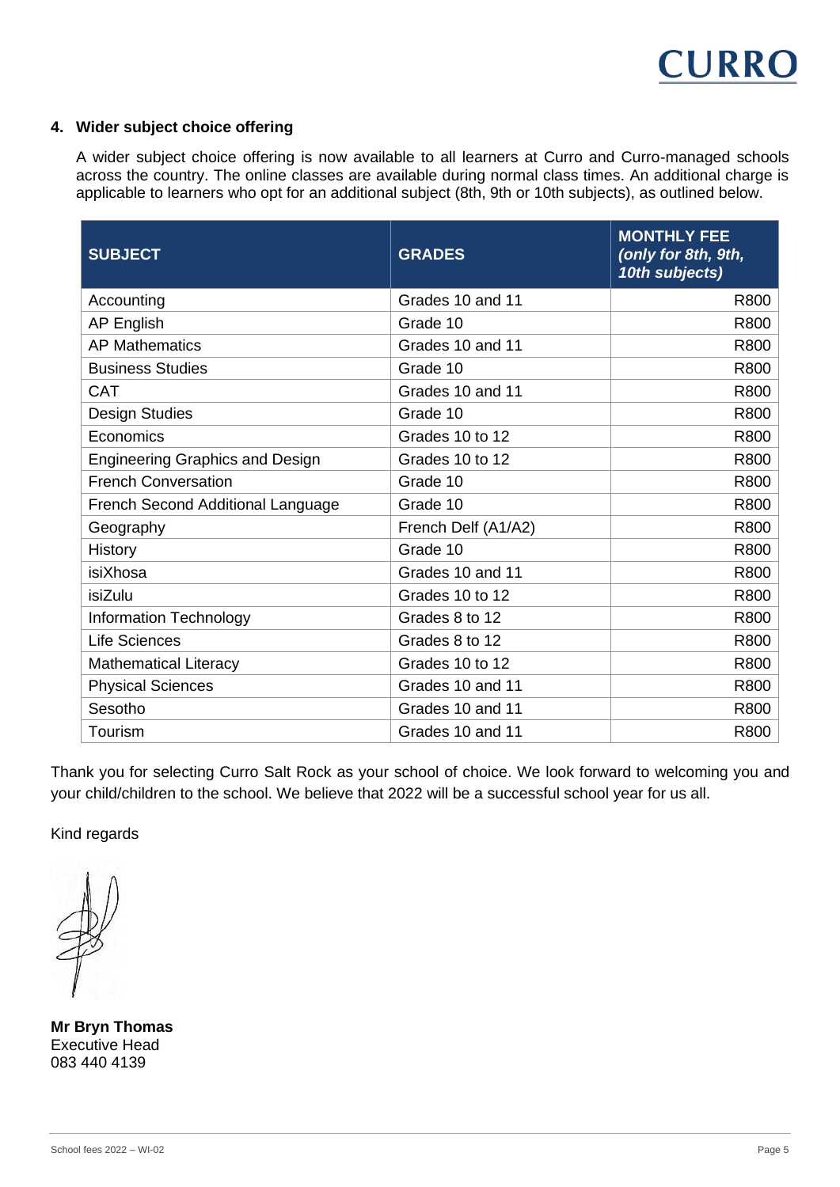### 4. Wider subject choice offering

A wider subject choice offering is now available to all learners at Curro and Curro-managed schools across the country. The online classes are available during normal class times. An additional charge is applicable to learners who opt for an additional subject (8th, 9th or 10th subjects), as outlined below.

| SUBJECT | GRADES | MONTHLY FEE *(only for 8th, 9th, 10th subjects)* |
|---|---|---|
| Accounting | Grades 10 and 11 | R800 |
| AP English | Grade 10 | R800 |
| AP Mathematics | Grades 10 and 11 | R800 |
| Business Studies | Grade 10 | R800 |
| CAT | Grades 10 and 11 | R800 |
| Design Studies | Grade 10 | R800 |
| Economics | Grades 10 to 12 | R800 |
| Engineering Graphics and Design | Grades 10 to 12 | R800 |
| French Conversation | Grade 10 | R800 |
| French Second Additional Language | Grade 10 | R800 |
| Geography | French Delf (A1/A2) | R800 |
| History | Grade 10 | R800 |
| isiXhosa | Grades 10 and 11 | R800 |
| isiZulu | Grades 10 to 12 | R800 |
| Information Technology | Grades 8 to 12 | R800 |
| Life Sciences | Grades 8 to 12 | R800 |
| Mathematical Literacy | Grades 10 to 12 | R800 |
| Physical Sciences | Grades 10 and 11 | R800 |
| Sesotho | Grades 10 and 11 | R800 |
| Tourism | Grades 10 and 11 | R800 |

Thank you for selecting Curro Salt Rock as your school of choice. We look forward to welcoming you and your child/children to the school. We believe that 2022 will be a successful school year for us all.

Kind regards

**Mr Bryn Thomas**
Executive Head
083 440 4139